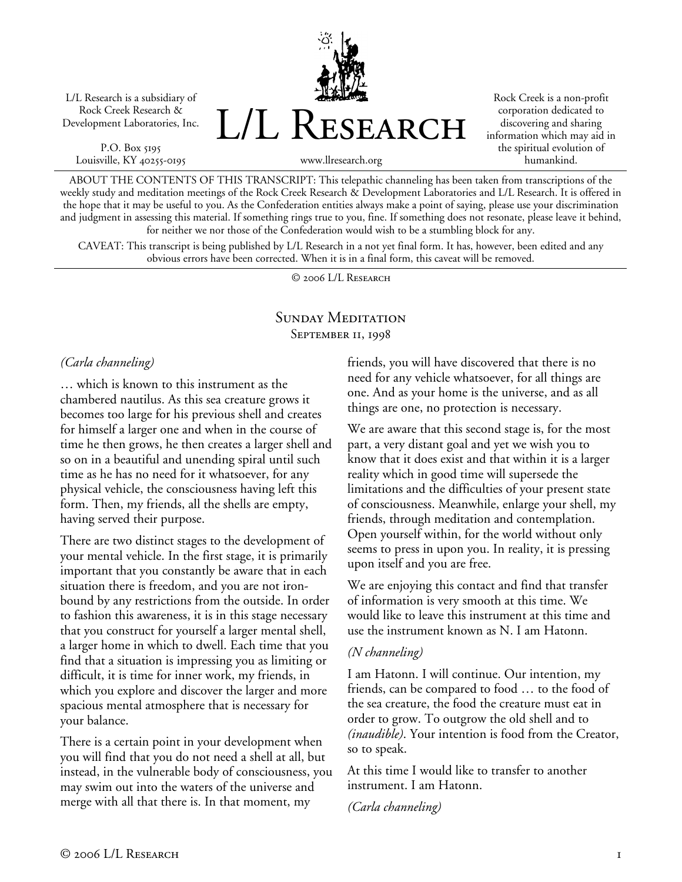L/L Research is a subsidiary of Rock Creek Research & Development Laboratories, Inc.

P.O. Box 5195
Louisville, KY 40255-0195

# L/L Research

www.llresearch.org

Rock Creek is a non-profit corporation dedicated to discovering and sharing information which may aid in the spiritual evolution of humankind.

ABOUT THE CONTENTS OF THIS TRANSCRIPT: This telepathic channeling has been taken from transcriptions of the weekly study and meditation meetings of the Rock Creek Research & Development Laboratories and L/L Research. It is offered in the hope that it may be useful to you. As the Confederation entities always make a point of saying, please use your discrimination and judgment in assessing this material. If something rings true to you, fine. If something does not resonate, please leave it behind, for neither we nor those of the Confederation would wish to be a stumbling block for any.

CAVEAT: This transcript is being published by L/L Research in a not yet final form. It has, however, been edited and any obvious errors have been corrected. When it is in a final form, this caveat will be removed.

© 2006 L/L Research

## Sunday Meditation
### September 11, 1998

*(Carla channeling)*

… which is known to this instrument as the chambered nautilus. As this sea creature grows it becomes too large for his previous shell and creates for himself a larger one and when in the course of time he then grows, he then creates a larger shell and so on in a beautiful and unending spiral until such time as he has no need for it whatsoever, for any physical vehicle, the consciousness having left this form. Then, my friends, all the shells are empty, having served their purpose.

There are two distinct stages to the development of your mental vehicle. In the first stage, it is primarily important that you constantly be aware that in each situation there is freedom, and you are not iron-bound by any restrictions from the outside. In order to fashion this awareness, it is in this stage necessary that you construct for yourself a larger mental shell, a larger home in which to dwell. Each time that you find that a situation is impressing you as limiting or difficult, it is time for inner work, my friends, in which you explore and discover the larger and more spacious mental atmosphere that is necessary for your balance.

There is a certain point in your development when you will find that you do not need a shell at all, but instead, in the vulnerable body of consciousness, you may swim out into the waters of the universe and merge with all that there is. In that moment, my friends, you will have discovered that there is no need for any vehicle whatsoever, for all things are one. And as your home is the universe, and as all things are one, no protection is necessary.

We are aware that this second stage is, for the most part, a very distant goal and yet we wish you to know that it does exist and that within it is a larger reality which in good time will supersede the limitations and the difficulties of your present state of consciousness. Meanwhile, enlarge your shell, my friends, through meditation and contemplation. Open yourself within, for the world without only seems to press in upon you. In reality, it is pressing upon itself and you are free.

We are enjoying this contact and find that transfer of information is very smooth at this time. We would like to leave this instrument at this time and use the instrument known as N. I am Hatonn.

*(N channeling)*

I am Hatonn. I will continue. Our intention, my friends, can be compared to food … to the food of the sea creature, the food the creature must eat in order to grow. To outgrow the old shell and to *(inaudible)*. Your intention is food from the Creator, so to speak.

At this time I would like to transfer to another instrument. I am Hatonn.

*(Carla channeling)*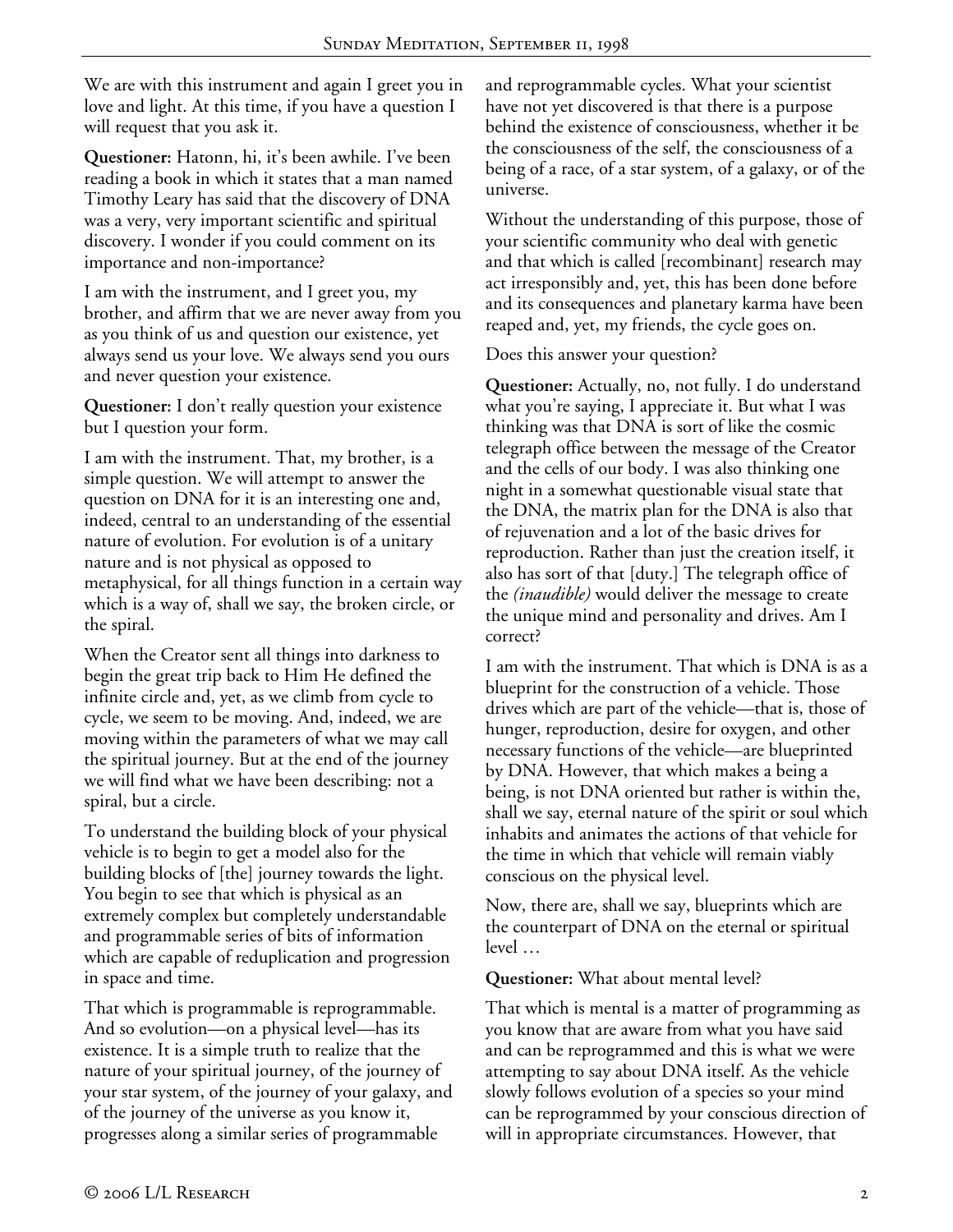We are with this instrument and again I greet you in love and light. At this time, if you have a question I will request that you ask it.

**Questioner:** Hatonn, hi, it's been awhile. I've been reading a book in which it states that a man named Timothy Leary has said that the discovery of DNA was a very, very important scientific and spiritual discovery. I wonder if you could comment on its importance and non-importance?

I am with the instrument, and I greet you, my brother, and affirm that we are never away from you as you think of us and question our existence, yet always send us your love. We always send you ours and never question your existence.

**Questioner:** I don't really question your existence but I question your form.

I am with the instrument. That, my brother, is a simple question. We will attempt to answer the question on DNA for it is an interesting one and, indeed, central to an understanding of the essential nature of evolution. For evolution is of a unitary nature and is not physical as opposed to metaphysical, for all things function in a certain way which is a way of, shall we say, the broken circle, or the spiral.

When the Creator sent all things into darkness to begin the great trip back to Him He defined the infinite circle and, yet, as we climb from cycle to cycle, we seem to be moving. And, indeed, we are moving within the parameters of what we may call the spiritual journey. But at the end of the journey we will find what we have been describing: not a spiral, but a circle.

To understand the building block of your physical vehicle is to begin to get a model also for the building blocks of [the] journey towards the light. You begin to see that which is physical as an extremely complex but completely understandable and programmable series of bits of information which are capable of reduplication and progression in space and time.

That which is programmable is reprogrammable. And so evolution—on a physical level—has its existence. It is a simple truth to realize that the nature of your spiritual journey, of the journey of your star system, of the journey of your galaxy, and of the journey of the universe as you know it, progresses along a similar series of programmable and reprogrammable cycles. What your scientist have not yet discovered is that there is a purpose behind the existence of consciousness, whether it be the consciousness of the self, the consciousness of a being of a race, of a star system, of a galaxy, or of the universe.

Without the understanding of this purpose, those of your scientific community who deal with genetic and that which is called [recombinant] research may act irresponsibly and, yet, this has been done before and its consequences and planetary karma have been reaped and, yet, my friends, the cycle goes on.

Does this answer your question?

**Questioner:** Actually, no, not fully. I do understand what you're saying, I appreciate it. But what I was thinking was that DNA is sort of like the cosmic telegraph office between the message of the Creator and the cells of our body. I was also thinking one night in a somewhat questionable visual state that the DNA, the matrix plan for the DNA is also that of rejuvenation and a lot of the basic drives for reproduction. Rather than just the creation itself, it also has sort of that [duty.] The telegraph office of the *(inaudible)* would deliver the message to create the unique mind and personality and drives. Am I correct?

I am with the instrument. That which is DNA is as a blueprint for the construction of a vehicle. Those drives which are part of the vehicle—that is, those of hunger, reproduction, desire for oxygen, and other necessary functions of the vehicle—are blueprinted by DNA. However, that which makes a being a being, is not DNA oriented but rather is within the, shall we say, eternal nature of the spirit or soul which inhabits and animates the actions of that vehicle for the time in which that vehicle will remain viably conscious on the physical level.

Now, there are, shall we say, blueprints which are the counterpart of DNA on the eternal or spiritual level …

**Questioner:** What about mental level?

That which is mental is a matter of programming as you know that are aware from what you have said and can be reprogrammed and this is what we were attempting to say about DNA itself. As the vehicle slowly follows evolution of a species so your mind can be reprogrammed by your conscious direction of will in appropriate circumstances. However, that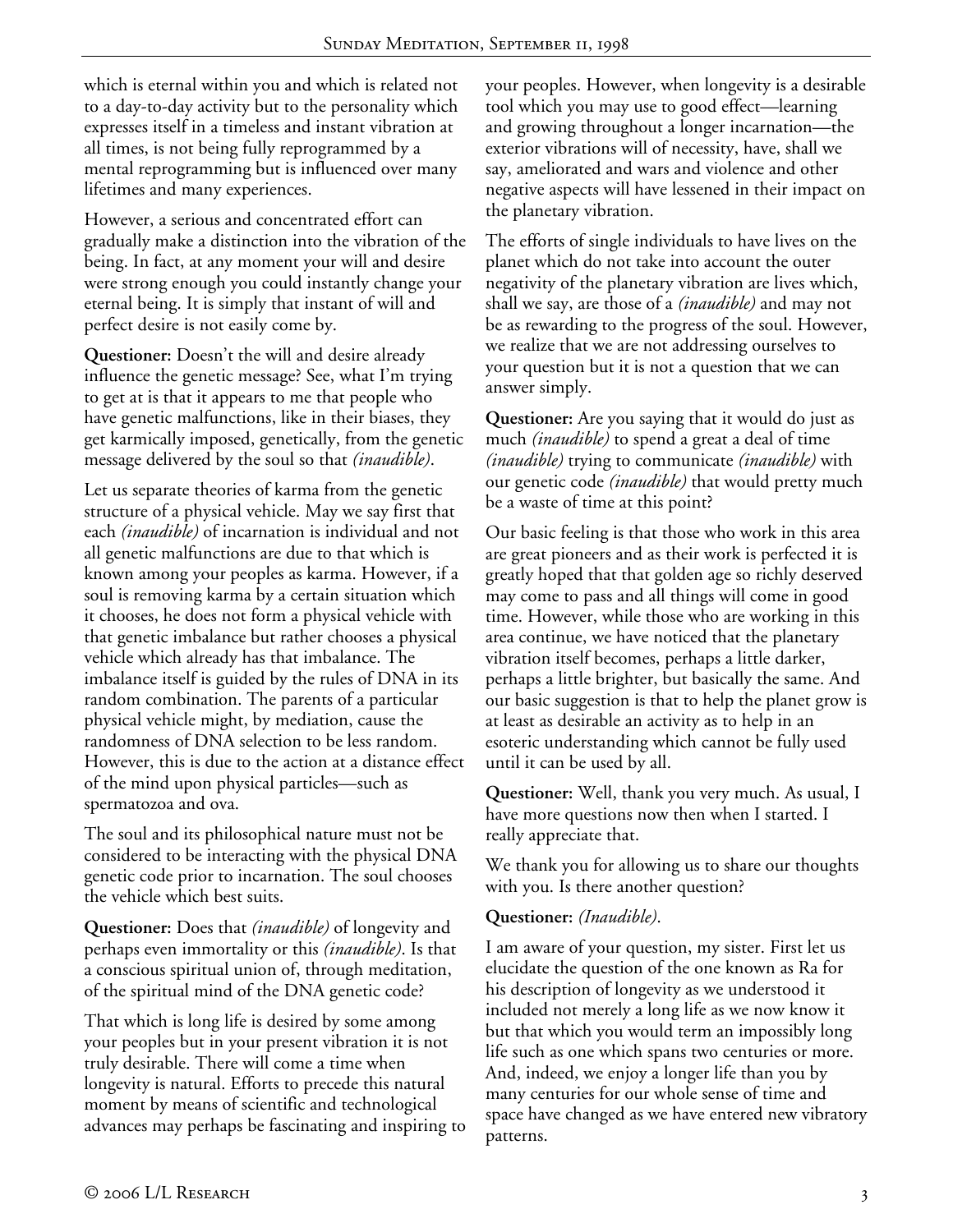which is eternal within you and which is related not to a day-to-day activity but to the personality which expresses itself in a timeless and instant vibration at all times, is not being fully reprogrammed by a mental reprogramming but is influenced over many lifetimes and many experiences.

However, a serious and concentrated effort can gradually make a distinction into the vibration of the being. In fact, at any moment your will and desire were strong enough you could instantly change your eternal being. It is simply that instant of will and perfect desire is not easily come by.

**Questioner:** Doesn't the will and desire already influence the genetic message? See, what I'm trying to get at is that it appears to me that people who have genetic malfunctions, like in their biases, they get karmically imposed, genetically, from the genetic message delivered by the soul so that *(inaudible)*.

Let us separate theories of karma from the genetic structure of a physical vehicle. May we say first that each *(inaudible)* of incarnation is individual and not all genetic malfunctions are due to that which is known among your peoples as karma. However, if a soul is removing karma by a certain situation which it chooses, he does not form a physical vehicle with that genetic imbalance but rather chooses a physical vehicle which already has that imbalance. The imbalance itself is guided by the rules of DNA in its random combination. The parents of a particular physical vehicle might, by mediation, cause the randomness of DNA selection to be less random. However, this is due to the action at a distance effect of the mind upon physical particles—such as spermatozoa and ova.

The soul and its philosophical nature must not be considered to be interacting with the physical DNA genetic code prior to incarnation. The soul chooses the vehicle which best suits.

**Questioner:** Does that *(inaudible)* of longevity and perhaps even immortality or this *(inaudible)*. Is that a conscious spiritual union of, through meditation, of the spiritual mind of the DNA genetic code?

That which is long life is desired by some among your peoples but in your present vibration it is not truly desirable. There will come a time when longevity is natural. Efforts to precede this natural moment by means of scientific and technological advances may perhaps be fascinating and inspiring to your peoples. However, when longevity is a desirable tool which you may use to good effect—learning and growing throughout a longer incarnation—the exterior vibrations will of necessity, have, shall we say, ameliorated and wars and violence and other negative aspects will have lessened in their impact on the planetary vibration.

The efforts of single individuals to have lives on the planet which do not take into account the outer negativity of the planetary vibration are lives which, shall we say, are those of a *(inaudible)* and may not be as rewarding to the progress of the soul. However, we realize that we are not addressing ourselves to your question but it is not a question that we can answer simply.

**Questioner:** Are you saying that it would do just as much *(inaudible)* to spend a great a deal of time *(inaudible)* trying to communicate *(inaudible)* with our genetic code *(inaudible)* that would pretty much be a waste of time at this point?

Our basic feeling is that those who work in this area are great pioneers and as their work is perfected it is greatly hoped that that golden age so richly deserved may come to pass and all things will come in good time. However, while those who are working in this area continue, we have noticed that the planetary vibration itself becomes, perhaps a little darker, perhaps a little brighter, but basically the same. And our basic suggestion is that to help the planet grow is at least as desirable an activity as to help in an esoteric understanding which cannot be fully used until it can be used by all.

**Questioner:** Well, thank you very much. As usual, I have more questions now then when I started. I really appreciate that.

We thank you for allowing us to share our thoughts with you. Is there another question?

**Questioner:** *(Inaudible)*.

I am aware of your question, my sister. First let us elucidate the question of the one known as Ra for his description of longevity as we understood it included not merely a long life as we now know it but that which you would term an impossibly long life such as one which spans two centuries or more. And, indeed, we enjoy a longer life than you by many centuries for our whole sense of time and space have changed as we have entered new vibratory patterns.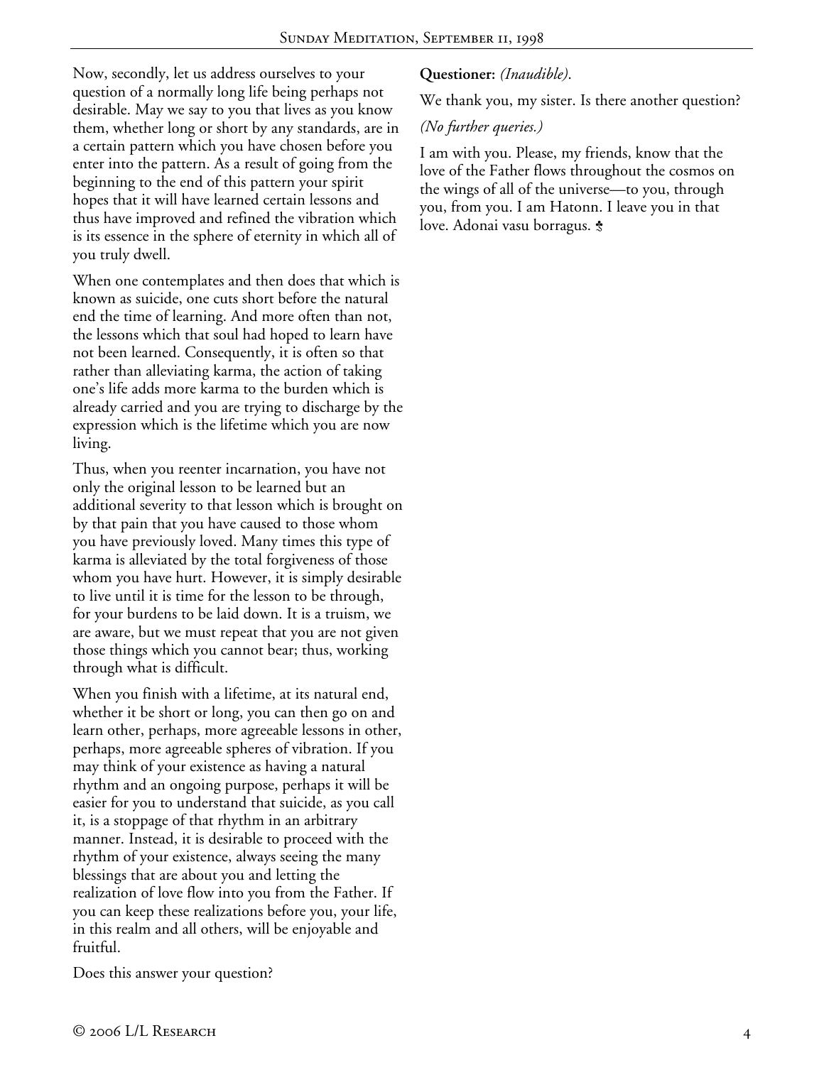Now, secondly, let us address ourselves to your question of a normally long life being perhaps not desirable. May we say to you that lives as you know them, whether long or short by any standards, are in a certain pattern which you have chosen before you enter into the pattern. As a result of going from the beginning to the end of this pattern your spirit hopes that it will have learned certain lessons and thus have improved and refined the vibration which is its essence in the sphere of eternity in which all of you truly dwell.

When one contemplates and then does that which is known as suicide, one cuts short before the natural end the time of learning. And more often than not, the lessons which that soul had hoped to learn have not been learned. Consequently, it is often so that rather than alleviating karma, the action of taking one's life adds more karma to the burden which is already carried and you are trying to discharge by the expression which is the lifetime which you are now living.

Thus, when you reenter incarnation, you have not only the original lesson to be learned but an additional severity to that lesson which is brought on by that pain that you have caused to those whom you have previously loved. Many times this type of karma is alleviated by the total forgiveness of those whom you have hurt. However, it is simply desirable to live until it is time for the lesson to be through, for your burdens to be laid down. It is a truism, we are aware, but we must repeat that you are not given those things which you cannot bear; thus, working through what is difficult.

When you finish with a lifetime, at its natural end, whether it be short or long, you can then go on and learn other, perhaps, more agreeable lessons in other, perhaps, more agreeable spheres of vibration. If you may think of your existence as having a natural rhythm and an ongoing purpose, perhaps it will be easier for you to understand that suicide, as you call it, is a stoppage of that rhythm in an arbitrary manner. Instead, it is desirable to proceed with the rhythm of your existence, always seeing the many blessings that are about you and letting the realization of love flow into you from the Father. If you can keep these realizations before you, your life, in this realm and all others, will be enjoyable and fruitful.

Does this answer your question?

**Questioner:** *(Inaudible).*

We thank you, my sister. Is there another question?

*(No further queries.)*

I am with you. Please, my friends, know that the love of the Father flows throughout the cosmos on the wings of all of the universe—to you, through you, from you. I am Hatonn. I leave you in that love. Adonai vasu borragus.